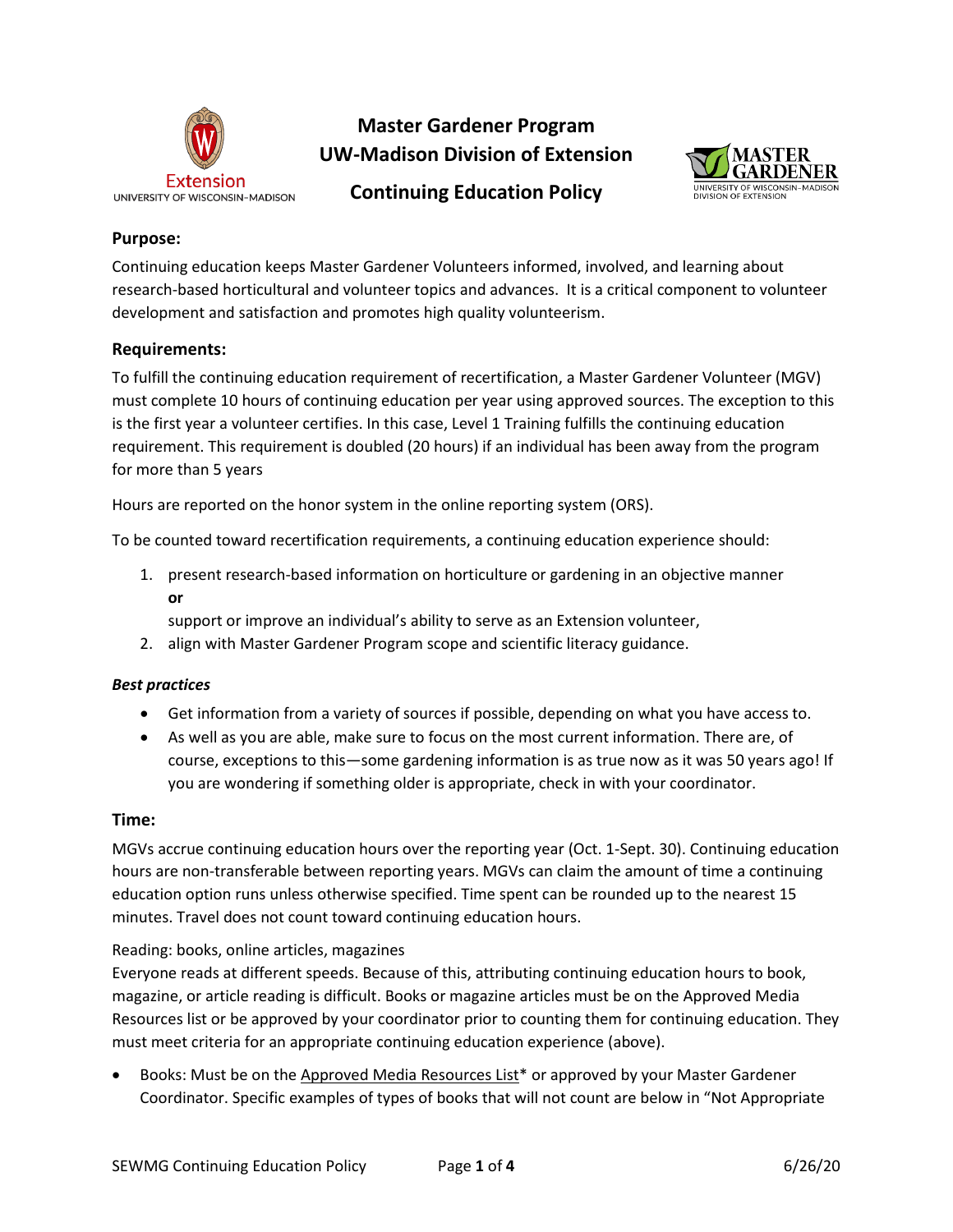# Master Gardener Program
# UW-Madison Division of Extension
# Continuing Education Policy

### Purpose:

Continuing education keeps Master Gardener Volunteers informed, involved, and learning about research-based horticultural and volunteer topics and advances. It is a critical component to volunteer development and satisfaction and promotes high quality volunteerism.

### Requirements:

To fulfill the continuing education requirement of recertification, a Master Gardener Volunteer (MGV) must complete 10 hours of continuing education per year using approved sources. The exception to this is the first year a volunteer certifies. In this case, Level 1 Training fulfills the continuing education requirement. This requirement is doubled (20 hours) if an individual has been away from the program for more than 5 years

Hours are reported on the honor system in the online reporting system (ORS).

To be counted toward recertification requirements, a continuing education experience should:

1. present research-based information on horticulture or gardening in an objective manner
   **or**
   support or improve an individual's ability to serve as an Extension volunteer,
2. align with Master Gardener Program scope and scientific literacy guidance.

#### *Best practices*

- Get information from a variety of sources if possible, depending on what you have access to.
- As well as you are able, make sure to focus on the most current information. There are, of course, exceptions to this—some gardening information is as true now as it was 50 years ago! If you are wondering if something older is appropriate, check in with your coordinator.

### Time:

MGVs accrue continuing education hours over the reporting year (Oct. 1-Sept. 30). Continuing education hours are non-transferable between reporting years. MGVs can claim the amount of time a continuing education option runs unless otherwise specified. Time spent can be rounded up to the nearest 15 minutes. Travel does not count toward continuing education hours.

Reading: books, online articles, magazines

Everyone reads at different speeds. Because of this, attributing continuing education hours to book, magazine, or article reading is difficult. Books or magazine articles must be on the Approved Media Resources list or be approved by your coordinator prior to counting them for continuing education. They must meet criteria for an appropriate continuing education experience (above).

- Books: Must be on the Approved Media Resources List* or approved by your Master Gardener Coordinator. Specific examples of types of books that will not count are below in "Not Appropriate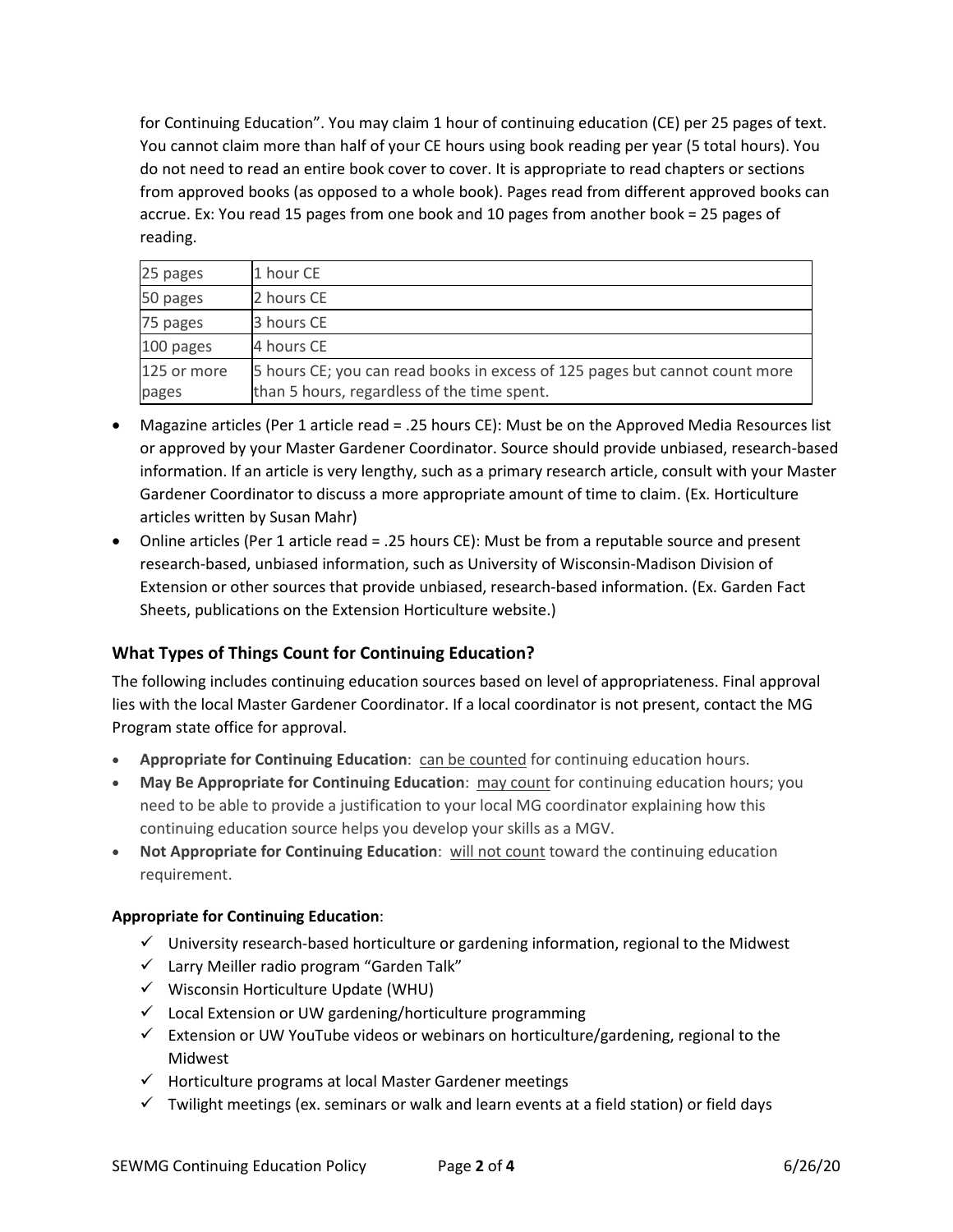for Continuing Education". You may claim 1 hour of continuing education (CE) per 25 pages of text. You cannot claim more than half of your CE hours using book reading per year (5 total hours). You do not need to read an entire book cover to cover. It is appropriate to read chapters or sections from approved books (as opposed to a whole book). Pages read from different approved books can accrue. Ex: You read 15 pages from one book and 10 pages from another book = 25 pages of reading.

| | |
|---|---|
| 25 pages | 1 hour CE |
| 50 pages | 2 hours CE |
| 75 pages | 3 hours CE |
| 100 pages | 4 hours CE |
| 125 or more pages | 5 hours CE; you can read books in excess of 125 pages but cannot count more than 5 hours, regardless of the time spent. |

- Magazine articles (Per 1 article read = .25 hours CE): Must be on the Approved Media Resources list or approved by your Master Gardener Coordinator. Source should provide unbiased, research-based information. If an article is very lengthy, such as a primary research article, consult with your Master Gardener Coordinator to discuss a more appropriate amount of time to claim. (Ex. Horticulture articles written by Susan Mahr)
- Online articles (Per 1 article read = .25 hours CE): Must be from a reputable source and present research-based, unbiased information, such as University of Wisconsin-Madison Division of Extension or other sources that provide unbiased, research-based information. (Ex. Garden Fact Sheets, publications on the Extension Horticulture website.)

### What Types of Things Count for Continuing Education?

The following includes continuing education sources based on level of appropriateness. Final approval lies with the local Master Gardener Coordinator. If a local coordinator is not present, contact the MG Program state office for approval.

- **Appropriate for Continuing Education**: can be counted for continuing education hours.
- **May Be Appropriate for Continuing Education**: may count for continuing education hours; you need to be able to provide a justification to your local MG coordinator explaining how this continuing education source helps you develop your skills as a MGV.
- **Not Appropriate for Continuing Education**: will not count toward the continuing education requirement.

**Appropriate for Continuing Education**:

- ✓ University research-based horticulture or gardening information, regional to the Midwest
- ✓ Larry Meiller radio program "Garden Talk"
- ✓ Wisconsin Horticulture Update (WHU)
- ✓ Local Extension or UW gardening/horticulture programming
- ✓ Extension or UW YouTube videos or webinars on horticulture/gardening, regional to the Midwest
- ✓ Horticulture programs at local Master Gardener meetings
- ✓ Twilight meetings (ex. seminars or walk and learn events at a field station) or field days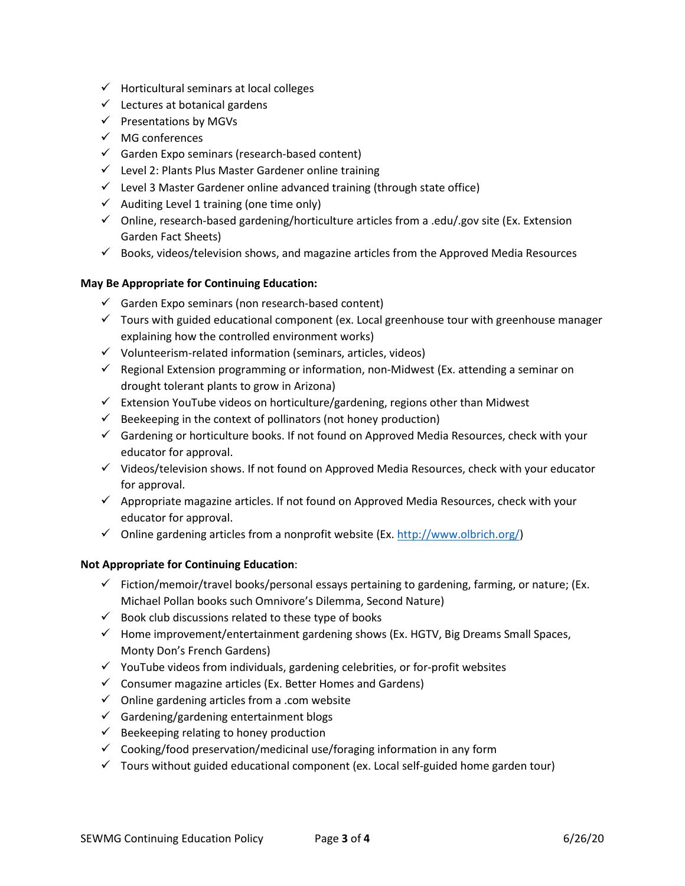- ✓ Horticultural seminars at local colleges
- ✓ Lectures at botanical gardens
- ✓ Presentations by MGVs
- ✓ MG conferences
- ✓ Garden Expo seminars (research-based content)
- ✓ Level 2: Plants Plus Master Gardener online training
- ✓ Level 3 Master Gardener online advanced training (through state office)
- ✓ Auditing Level 1 training (one time only)
- ✓ Online, research-based gardening/horticulture articles from a .edu/.gov site (Ex. Extension Garden Fact Sheets)
- ✓ Books, videos/television shows, and magazine articles from the Approved Media Resources

**May Be Appropriate for Continuing Education:**

- ✓ Garden Expo seminars (non research-based content)
- ✓ Tours with guided educational component (ex. Local greenhouse tour with greenhouse manager explaining how the controlled environment works)
- ✓ Volunteerism-related information (seminars, articles, videos)
- ✓ Regional Extension programming or information, non-Midwest (Ex. attending a seminar on drought tolerant plants to grow in Arizona)
- ✓ Extension YouTube videos on horticulture/gardening, regions other than Midwest
- ✓ Beekeeping in the context of pollinators (not honey production)
- ✓ Gardening or horticulture books. If not found on Approved Media Resources, check with your educator for approval.
- ✓ Videos/television shows. If not found on Approved Media Resources, check with your educator for approval.
- ✓ Appropriate magazine articles. If not found on Approved Media Resources, check with your educator for approval.
- ✓ Online gardening articles from a nonprofit website (Ex. http://www.olbrich.org/)

**Not Appropriate for Continuing Education**:

- ✓ Fiction/memoir/travel books/personal essays pertaining to gardening, farming, or nature; (Ex. Michael Pollan books such Omnivore's Dilemma, Second Nature)
- ✓ Book club discussions related to these type of books
- ✓ Home improvement/entertainment gardening shows (Ex. HGTV, Big Dreams Small Spaces, Monty Don's French Gardens)
- ✓ YouTube videos from individuals, gardening celebrities, or for-profit websites
- ✓ Consumer magazine articles (Ex. Better Homes and Gardens)
- ✓ Online gardening articles from a .com website
- ✓ Gardening/gardening entertainment blogs
- ✓ Beekeeping relating to honey production
- ✓ Cooking/food preservation/medicinal use/foraging information in any form
- ✓ Tours without guided educational component (ex. Local self-guided home garden tour)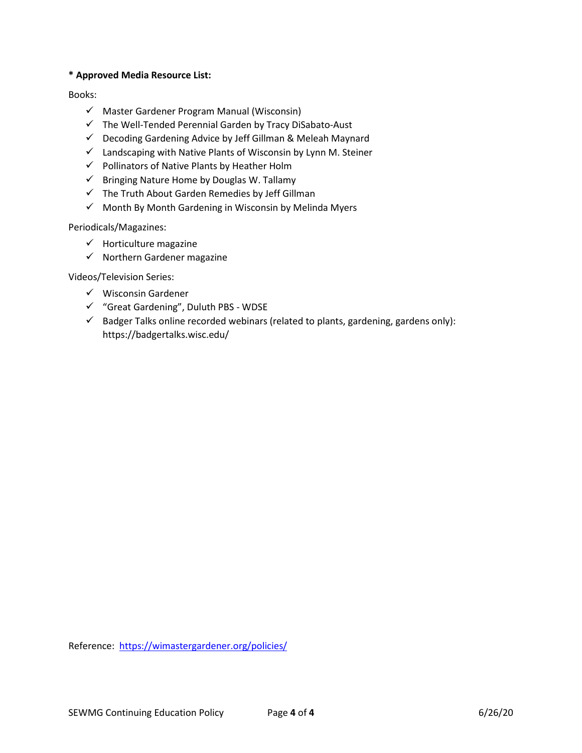**\* Approved Media Resource List:**

Books:

- ✓ Master Gardener Program Manual (Wisconsin)
- ✓ The Well-Tended Perennial Garden by Tracy DiSabato-Aust
- ✓ Decoding Gardening Advice by Jeff Gillman & Meleah Maynard
- ✓ Landscaping with Native Plants of Wisconsin by Lynn M. Steiner
- ✓ Pollinators of Native Plants by Heather Holm
- ✓ Bringing Nature Home by Douglas W. Tallamy
- ✓ The Truth About Garden Remedies by Jeff Gillman
- ✓ Month By Month Gardening in Wisconsin by Melinda Myers

Periodicals/Magazines:

- ✓ Horticulture magazine
- ✓ Northern Gardener magazine

Videos/Television Series:

- ✓ Wisconsin Gardener
- ✓ "Great Gardening", Duluth PBS - WDSE
- ✓ Badger Talks online recorded webinars (related to plants, gardening, gardens only): https://badgertalks.wisc.edu/

Reference: https://wimastergardener.org/policies/